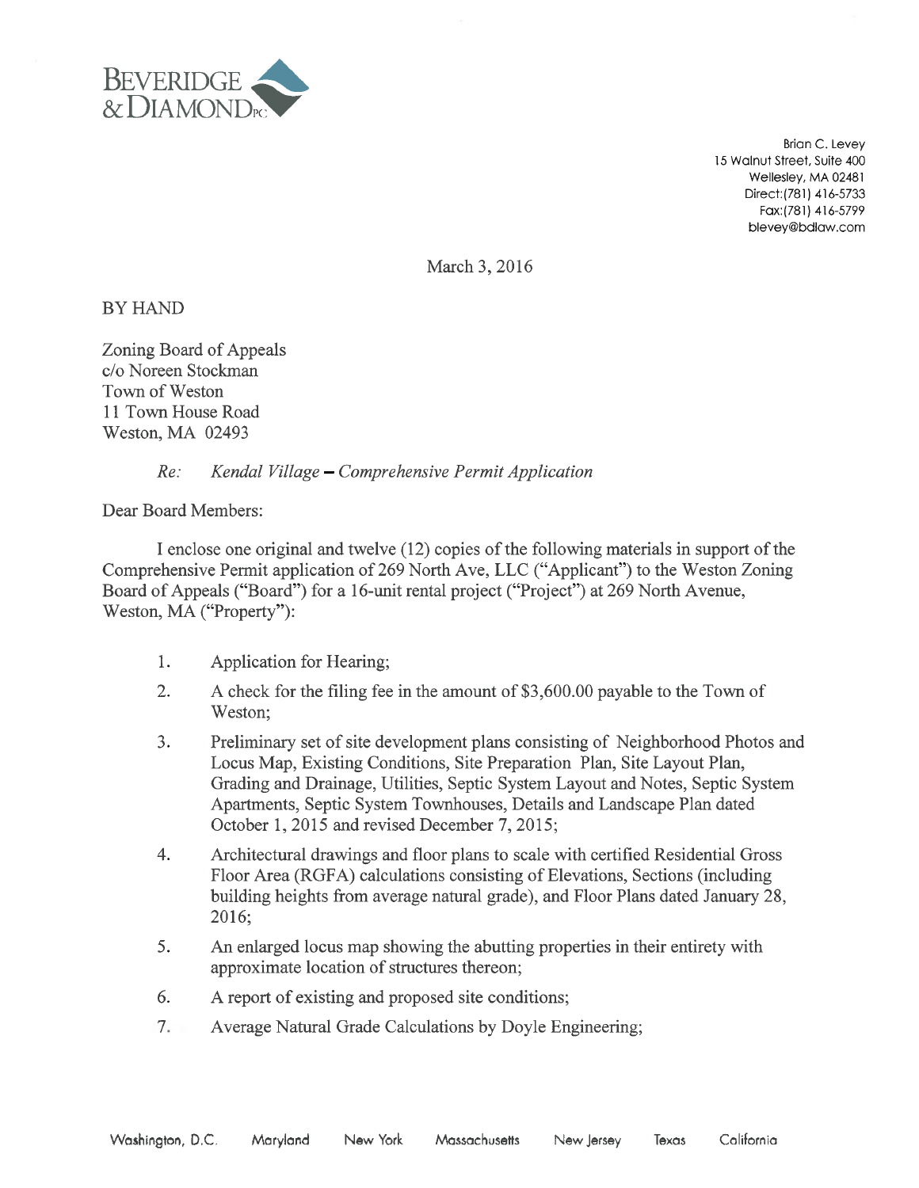BEVERIDGE & DIAMOND PC

Brian C. Levey
15 Walnut Street, Suite 400
Wellesley, MA 02481
Direct: (781) 416-5733
Fax: (781) 416-5799
blevey@bdlaw.com

March 3, 2016

BY HAND

Zoning Board of Appeals
c/o Noreen Stockman
Town of Weston
11 Town House Road
Weston, MA 02493

*Re: Kendal Village – Comprehensive Permit Application*

Dear Board Members:

I enclose one original and twelve (12) copies of the following materials in support of the Comprehensive Permit application of 269 North Ave, LLC ("Applicant") to the Weston Zoning Board of Appeals ("Board") for a 16-unit rental project ("Project") at 269 North Avenue, Weston, MA ("Property"):

1. Application for Hearing;
2. A check for the filing fee in the amount of $3,600.00 payable to the Town of Weston;
3. Preliminary set of site development plans consisting of Neighborhood Photos and Locus Map, Existing Conditions, Site Preparation Plan, Site Layout Plan, Grading and Drainage, Utilities, Septic System Layout and Notes, Septic System Apartments, Septic System Townhouses, Details and Landscape Plan dated October 1, 2015 and revised December 7, 2015;
4. Architectural drawings and floor plans to scale with certified Residential Gross Floor Area (RGFA) calculations consisting of Elevations, Sections (including building heights from average natural grade), and Floor Plans dated January 28, 2016;
5. An enlarged locus map showing the abutting properties in their entirety with approximate location of structures thereon;
6. A report of existing and proposed site conditions;
7. Average Natural Grade Calculations by Doyle Engineering;

Washington, D.C. Maryland New York Massachusetts New Jersey Texas California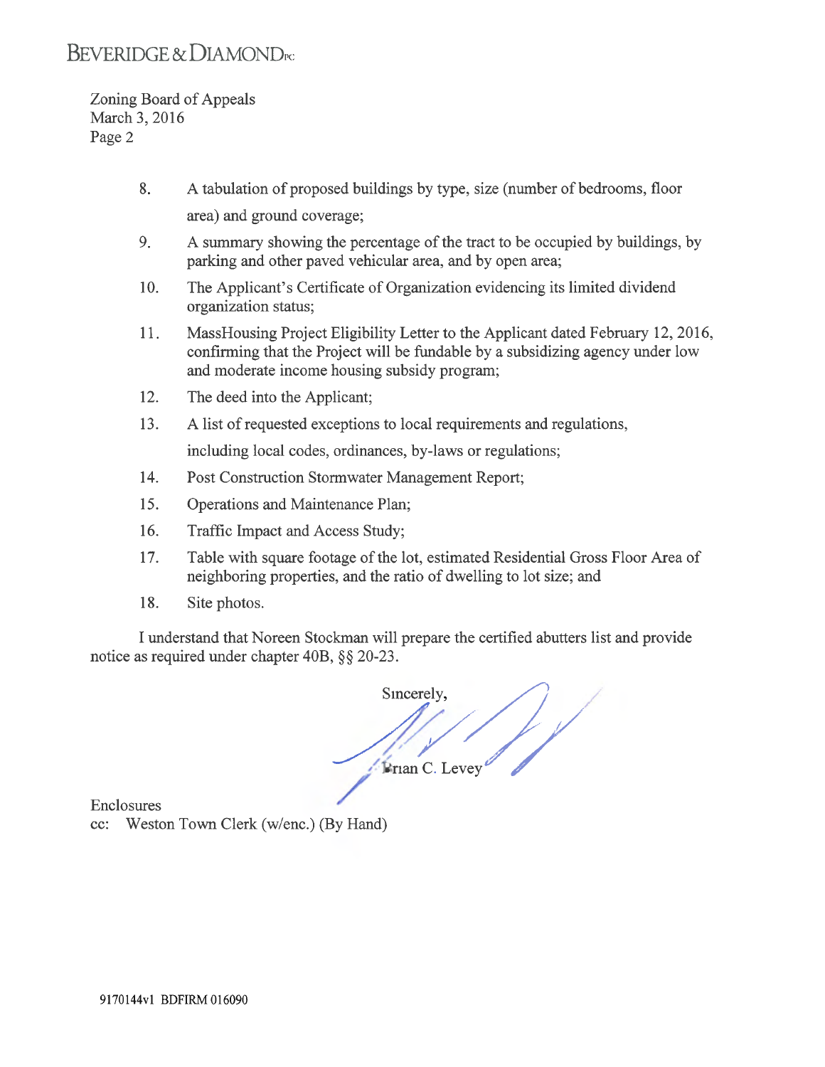Zoning Board of Appeals
March 3, 2016
Page 2

8. A tabulation of proposed buildings by type, size (number of bedrooms, floor area) and ground coverage;
9. A summary showing the percentage of the tract to be occupied by buildings, by parking and other paved vehicular area, and by open area;
10. The Applicant's Certificate of Organization evidencing its limited dividend organization status;
11. MassHousing Project Eligibility Letter to the Applicant dated February 12, 2016, confirming that the Project will be fundable by a subsidizing agency under low and moderate income housing subsidy program;
12. The deed into the Applicant;
13. A list of requested exceptions to local requirements and regulations, including local codes, ordinances, by-laws or regulations;
14. Post Construction Stormwater Management Report;
15. Operations and Maintenance Plan;
16. Traffic Impact and Access Study;
17. Table with square footage of the lot, estimated Residential Gross Floor Area of neighboring properties, and the ratio of dwelling to lot size; and
18. Site photos.

I understand that Noreen Stockman will prepare the certified abutters list and provide notice as required under chapter 40B, §§ 20-23.

Sincerely,

Brian C. Levey

Enclosures
cc: Weston Town Clerk (w/enc.) (By Hand)

9170144v1 BDFIRM 016090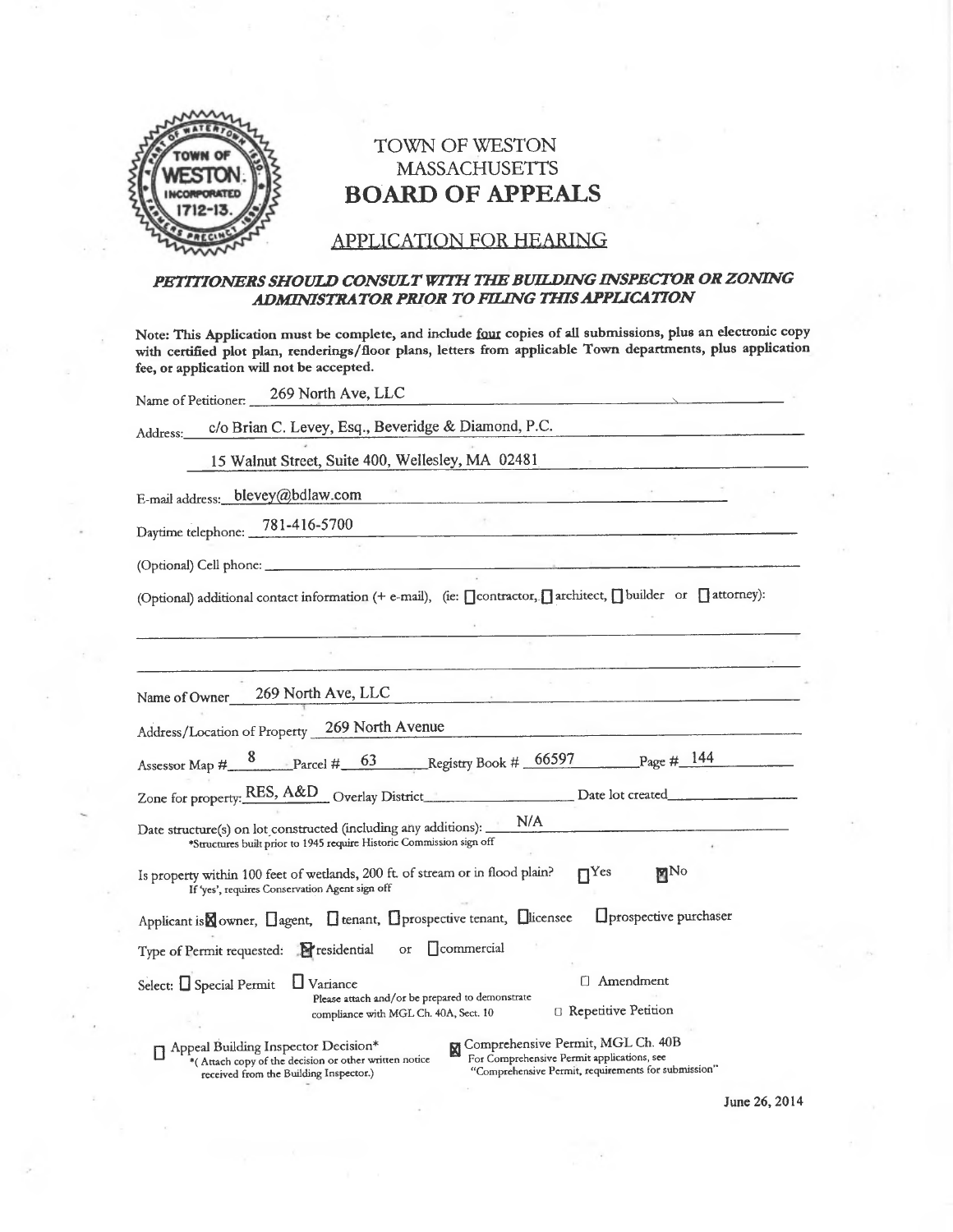TOWN OF WESTON
MASSACHUSETTS

# BOARD OF APPEALS

## APPLICATION FOR HEARING

***PETITIONERS SHOULD CONSULT WITH THE BUILDING INSPECTOR OR ZONING ADMINISTRATOR PRIOR TO FILING THIS APPLICATION***

**Note: This Application must be complete, and include four copies of all submissions, plus an electronic copy with certified plot plan, renderings/floor plans, letters from applicable Town departments, plus application fee, or application will not be accepted.**

Name of Petitioner: 269 North Ave, LLC

Address: c/o Brian C. Levey, Esq., Beveridge & Diamond, P.C.
15 Walnut Street, Suite 400, Wellesley, MA 02481

E-mail address: blevey@bdlaw.com

Daytime telephone: 781-416-5700

(Optional) Cell phone: ______

(Optional) additional contact information (+ e-mail), (ie: ☐ contractor, ☐ architect, ☐ builder or ☐ attorney):

______

______

Name of Owner 269 North Ave, LLC

Address/Location of Property 269 North Avenue

Assessor Map # 8 Parcel # 63 Registry Book # 66597 Page # 144

Zone for property: RES, A&D Overlay District ______ Date lot created ______

Date structure(s) on lot constructed (including any additions): N/A
*Structures built prior to 1945 require Historic Commission sign off

Is property within 100 feet of wetlands, 200 ft. of stream or in flood plain? ☐ Yes ☒ No
If 'yes', requires Conservation Agent sign off

Applicant is ☒ owner, ☐ agent, ☐ tenant, ☐ prospective tenant, ☐ licensee ☐ prospective purchaser

Type of Permit requested: ☒ residential or ☐ commercial

Select: ☐ Special Permit ☐ Variance ☐ Amendment
Please attach and/or be prepared to demonstrate compliance with MGL Ch. 40A, Sect. 10 ☐ Repetitive Petition

☐ Appeal Building Inspector Decision*
*( Attach copy of the decision or other written notice received from the Building Inspector.)

☒ Comprehensive Permit, MGL Ch. 40B
For Comprehensive Permit applications, see "Comprehensive Permit, requirements for submission"

June 26, 2014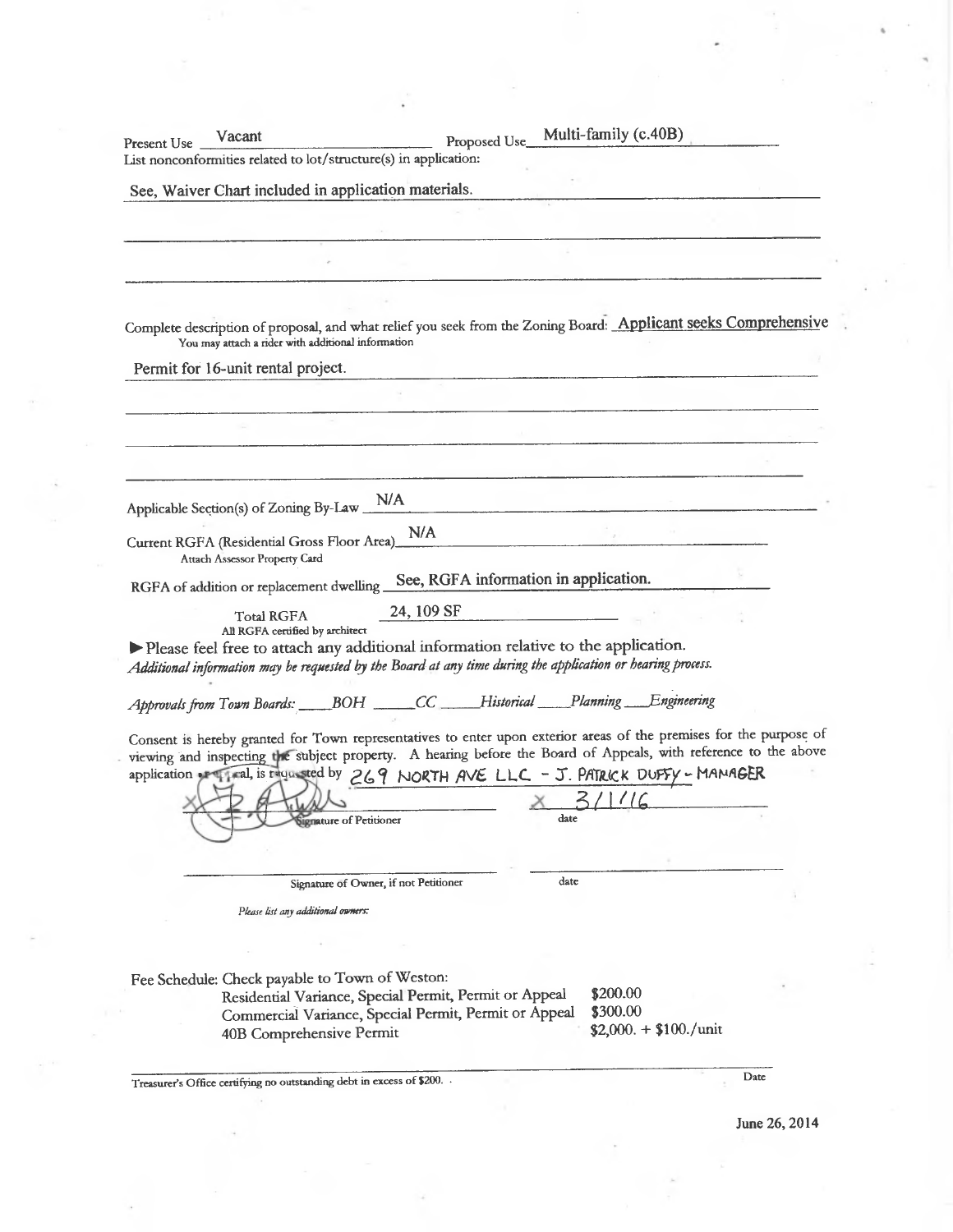Present Use Vacant Proposed Use Multi-family (c.40B)

List nonconformities related to lot/structure(s) in application:

See, Waiver Chart included in application materials.

Complete description of proposal, and what relief you seek from the Zoning Board: Applicant seeks Comprehensive Permit for 16-unit rental project.

You may attach a rider with additional information

Applicable Section(s) of Zoning By-Law N/A

Current RGFA (Residential Gross Floor Area) N/A

Attach Assessor Property Card

RGFA of addition or replacement dwelling See, RGFA information in application.

Total RGFA 24, 109 SF

All RGFA certified by architect

► Please feel free to attach any additional information relative to the application.

*Additional information may be requested by the Board at any time during the application or hearing process.*

*Approvals from Town Boards:* ____*BOH* ____*CC* ____*Historical* ____*Planning* ____*Engineering*

Consent is hereby granted for Town representatives to enter upon exterior areas of the premises for the purpose of viewing and inspecting the subject property. A hearing before the Board of Appeals, with reference to the above application or appeal, is requested by 269 NORTH AVE LLC - J. PATRICK DUFFY - MANAGER

X [signature] Signature of Petitioner X 3/1/16 date

Signature of Owner, if not Petitioner date

*Please list any additional owners:*

Fee Schedule: Check payable to Town of Weston:

| | |
|---|---|
| Residential Variance, Special Permit, Permit or Appeal | \$200.00 |
| Commercial Variance, Special Permit, Permit or Appeal | \$300.00 |
| 40B Comprehensive Permit | \$2,000. + \$100./unit |

Treasurer's Office certifying no outstanding debt in excess of \$200. Date

June 26, 2014